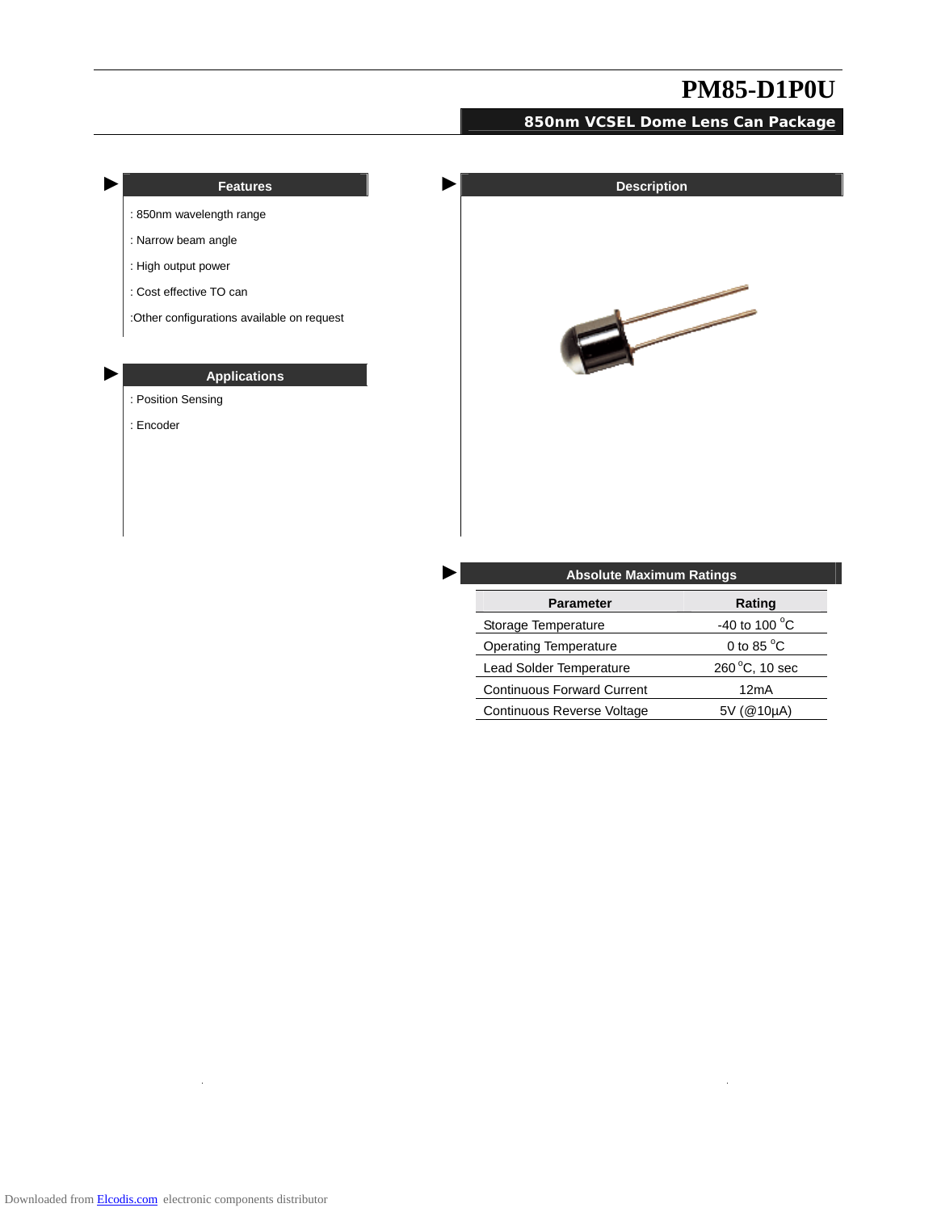# PM85-D1P0U

## 850nm VCSEL Dome Lens Can Package

### Features

: 850nm wavelength range

: Narrow beam angle

: High output power

: Cost effective TO can

:Other configurations available on request

### Applications

: Position Sensing

: Encoder

### Description

### Absolute Maximum Ratings

| Parameter | Rating |
| --- | --- |
| Storage Temperature | -40 to 100 °C |
| Operating Temperature | 0 to 85 °C |
| Lead Solder Temperature | 260 °C, 10 sec |
| Continuous Forward Current | 12mA |
| Continuous Reverse Voltage | 5V (@10μA) |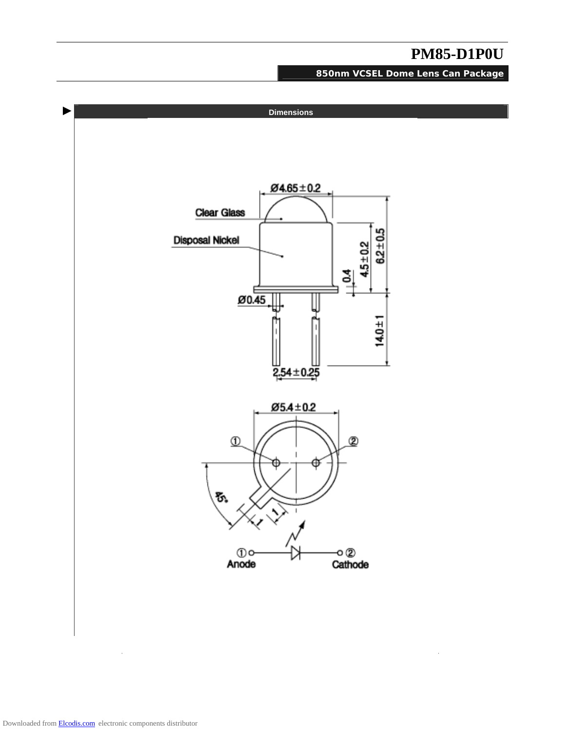## Dimensions

Ø4.65 ± 0.2

Clear Glass

Disposal Nickel

4.5 ± 0.2

6.2 ± 0.5

0.4

Ø0.45

14.0 ± 1

2.54 ± 0.25

Ø5.4 ± 0.2

①

②

45°

1

1

① Anode

② Cathode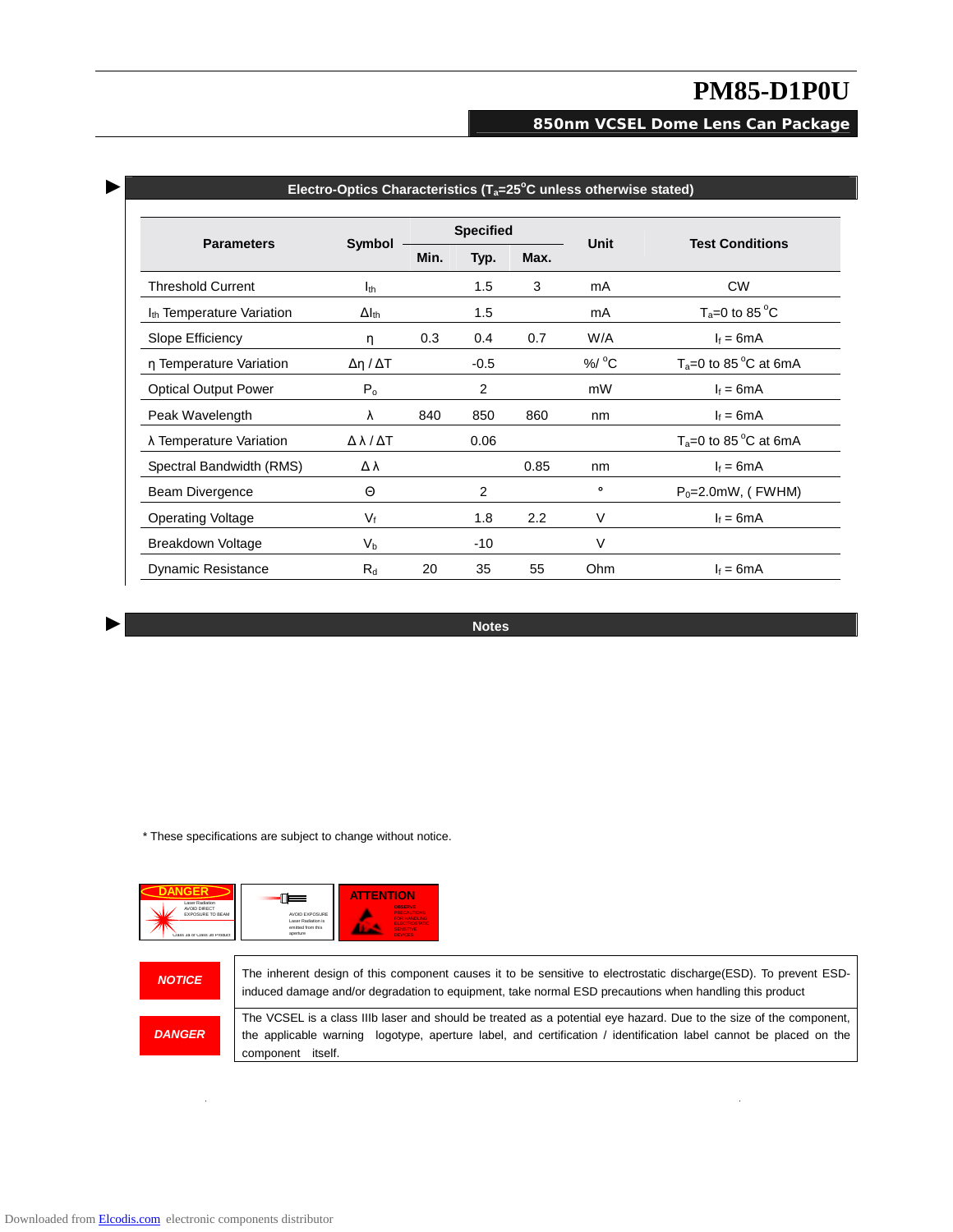# PM85-D1P0U

## 850nm VCSEL Dome Lens Can Package

## Electro-Optics Characteristics ($T_a$=25°C unless otherwise stated)

| Parameters | Symbol | Specified | | | Unit | Test Conditions |
|---|---|---|---|---|---|---|
| | | Min. | Typ. | Max. | | |
| Threshold Current | $I_{th}$ | | 1.5 | 3 | mA | CW |
| $I_{th}$ Temperature Variation | $\Delta I_{th}$ | | 1.5 | | mA | $T_a$=0 to 85 °C |
| Slope Efficiency | η | 0.3 | 0.4 | 0.7 | W/A | $I_f$ = 6mA |
| η Temperature Variation | Δη / ΔT | | -0.5 | | %/ °C | $T_a$=0 to 85 °C at 6mA |
| Optical Output Power | $P_o$ | | 2 | | mW | $I_f$ = 6mA |
| Peak Wavelength | λ | 840 | 850 | 860 | nm | $I_f$ = 6mA |
| λ Temperature Variation | Δ λ / ΔT | | 0.06 | | | $T_a$=0 to 85 °C at 6mA |
| Spectral Bandwidth (RMS) | Δ λ | | | 0.85 | nm | $I_f$ = 6mA |
| Beam Divergence | Θ | | 2 | | ° | $P_0$=2.0mW, ( FWHM) |
| Operating Voltage | $V_f$ | | 1.8 | 2.2 | V | $I_f$ = 6mA |
| Breakdown Voltage | $V_b$ | | -10 | | V | |
| Dynamic Resistance | $R_d$ | 20 | 35 | 55 | Ohm | $I_f$ = 6mA |

## Notes

* These specifications are subject to change without notice.

DANGER — Laser Radiation AVOID DIRECT EXPOSURE TO BEAM — Class IIIb or Class IIIb Product

AVOID EXPOSURE Laser Radiation is emitted from this aperture

ATTENTION — OBSERVE PRECAUTIONS FOR HANDLING ELECTROSTATIC SENSITIVE DEVICES

| | |
|---|---|
| ***NOTICE*** | The inherent design of this component causes it to be sensitive to electrostatic discharge(ESD). To prevent ESD-induced damage and/or degradation to equipment, take normal ESD precautions when handling this product |
| ***DANGER*** | The VCSEL is a class IIIb laser and should be treated as a potential eye hazard. Due to the size of the component, the applicable warning logotype, aperture label, and certification / identification label cannot be placed on the component itself. |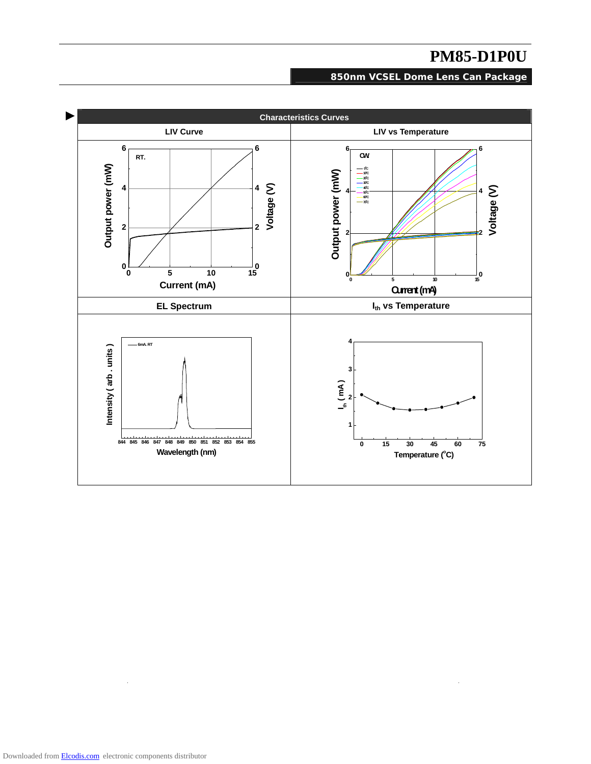# PM85-D1P0U

**850nm VCSEL Dome Lens Can Package**

## Characteristics Curves

### LIV Curve

RT.

Output power (mW)

Voltage (V)

0
2
4
6

0
5
10
15

Current (mA)

### LIV vs Temperature

CW

0°C
10°C
20°C
30°C
40°C
50°C
60°C
70°C

Output power (mW)

Voltage (V)

0
2
4
6

0
5
10
15

Current (mA)

### EL Spectrum

6mA, RT

Intensity ( arb . units )

844 845 846 847 848 849 850 851 852 853 854 855

Wavelength (nm)

### $I_{th}$ vs Temperature

$I_{th}$ ( mA )

1
2
3
4

0
15
30
45
60
75

Temperature (°C)